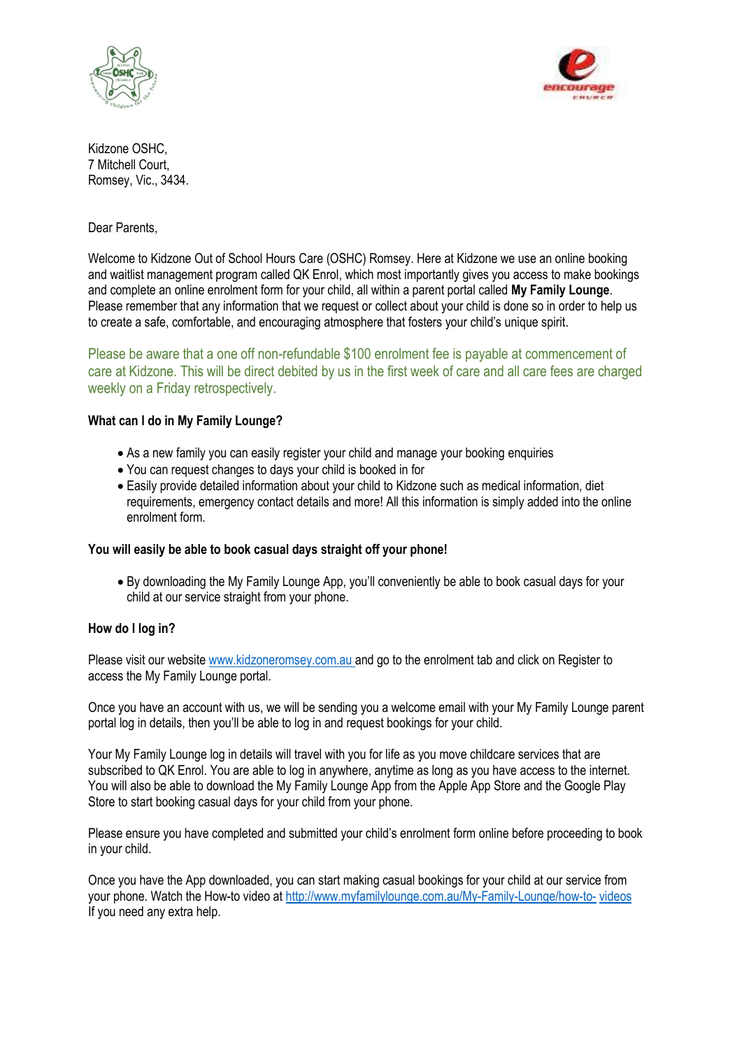Kidzone OSHC,
7 Mitchell Court,
Romsey, Vic., 3434.

Dear Parents,

Welcome to Kidzone Out of School Hours Care (OSHC) Romsey. Here at Kidzone we use an online booking and waitlist management program called QK Enrol, which most importantly gives you access to make bookings and complete an online enrolment form for your child, all within a parent portal called **My Family Lounge**. Please remember that any information that we request or collect about your child is done so in order to help us to create a safe, comfortable, and encouraging atmosphere that fosters your child's unique spirit.

Please be aware that a one off non-refundable $100 enrolment fee is payable at commencement of care at Kidzone. This will be direct debited by us in the first week of care and all care fees are charged weekly on a Friday retrospectively.

**What can I do in My Family Lounge?**

- As a new family you can easily register your child and manage your booking enquiries
- You can request changes to days your child is booked in for
- Easily provide detailed information about your child to Kidzone such as medical information, diet requirements, emergency contact details and more! All this information is simply added into the online enrolment form.

**You will easily be able to book casual days straight off your phone!**

- By downloading the My Family Lounge App, you'll conveniently be able to book casual days for your child at our service straight from your phone.

**How do I log in?**

Please visit our website www.kidzoneromsey.com.au and go to the enrolment tab and click on Register to access the My Family Lounge portal.

Once you have an account with us, we will be sending you a welcome email with your My Family Lounge parent portal log in details, then you'll be able to log in and request bookings for your child.

Your My Family Lounge log in details will travel with you for life as you move childcare services that are subscribed to QK Enrol. You are able to log in anywhere, anytime as long as you have access to the internet. You will also be able to download the My Family Lounge App from the Apple App Store and the Google Play Store to start booking casual days for your child from your phone.

Please ensure you have completed and submitted your child's enrolment form online before proceeding to book in your child.

Once you have the App downloaded, you can start making casual bookings for your child at our service from your phone. Watch the How-to video at http://www.myfamilylounge.com.au/My-Family-Lounge/how-to- videos If you need any extra help.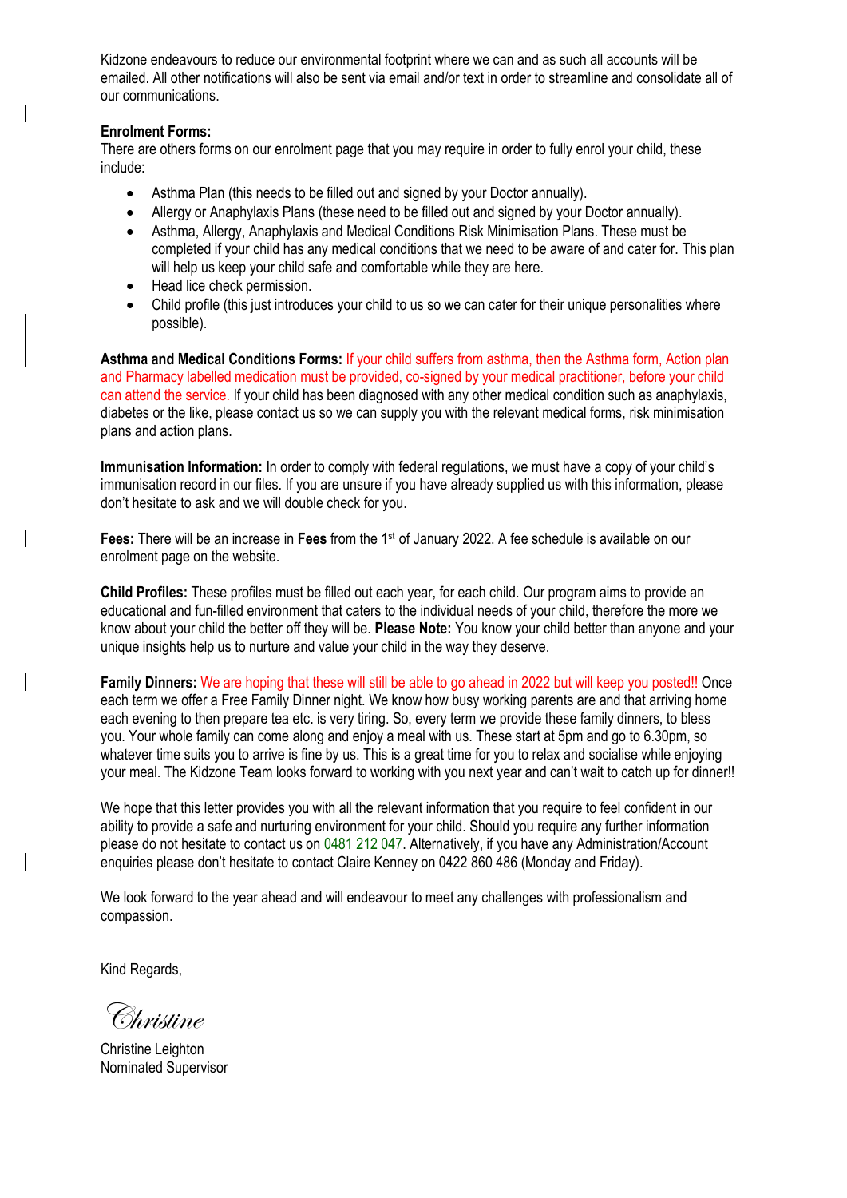Kidzone endeavours to reduce our environmental footprint where we can and as such all accounts will be emailed. All other notifications will also be sent via email and/or text in order to streamline and consolidate all of our communications.

**Enrolment Forms:**
There are others forms on our enrolment page that you may require in order to fully enrol your child, these include:

- Asthma Plan (this needs to be filled out and signed by your Doctor annually).
- Allergy or Anaphylaxis Plans (these need to be filled out and signed by your Doctor annually).
- Asthma, Allergy, Anaphylaxis and Medical Conditions Risk Minimisation Plans. These must be completed if your child has any medical conditions that we need to be aware of and cater for. This plan will help us keep your child safe and comfortable while they are here.
- Head lice check permission.
- Child profile (this just introduces your child to us so we can cater for their unique personalities where possible).

**Asthma and Medical Conditions Forms:** If your child suffers from asthma, then the Asthma form, Action plan and Pharmacy labelled medication must be provided, co-signed by your medical practitioner, before your child can attend the service. If your child has been diagnosed with any other medical condition such as anaphylaxis, diabetes or the like, please contact us so we can supply you with the relevant medical forms, risk minimisation plans and action plans.

**Immunisation Information:** In order to comply with federal regulations, we must have a copy of your child's immunisation record in our files. If you are unsure if you have already supplied us with this information, please don't hesitate to ask and we will double check for you.

**Fees:** There will be an increase in **Fees** from the 1st of January 2022. A fee schedule is available on our enrolment page on the website.

**Child Profiles:** These profiles must be filled out each year, for each child. Our program aims to provide an educational and fun-filled environment that caters to the individual needs of your child, therefore the more we know about your child the better off they will be. **Please Note:** You know your child better than anyone and your unique insights help us to nurture and value your child in the way they deserve.

**Family Dinners:** We are hoping that these will still be able to go ahead in 2022 but will keep you posted!! Once each term we offer a Free Family Dinner night. We know how busy working parents are and that arriving home each evening to then prepare tea etc. is very tiring. So, every term we provide these family dinners, to bless you. Your whole family can come along and enjoy a meal with us. These start at 5pm and go to 6.30pm, so whatever time suits you to arrive is fine by us. This is a great time for you to relax and socialise while enjoying your meal. The Kidzone Team looks forward to working with you next year and can't wait to catch up for dinner!!

We hope that this letter provides you with all the relevant information that you require to feel confident in our ability to provide a safe and nurturing environment for your child. Should you require any further information please do not hesitate to contact us on 0481 212 047. Alternatively, if you have any Administration/Account enquiries please don't hesitate to contact Claire Kenney on 0422 860 486 (Monday and Friday).

We look forward to the year ahead and will endeavour to meet any challenges with professionalism and compassion.

Kind Regards,

*Christine*

Christine Leighton
Nominated Supervisor